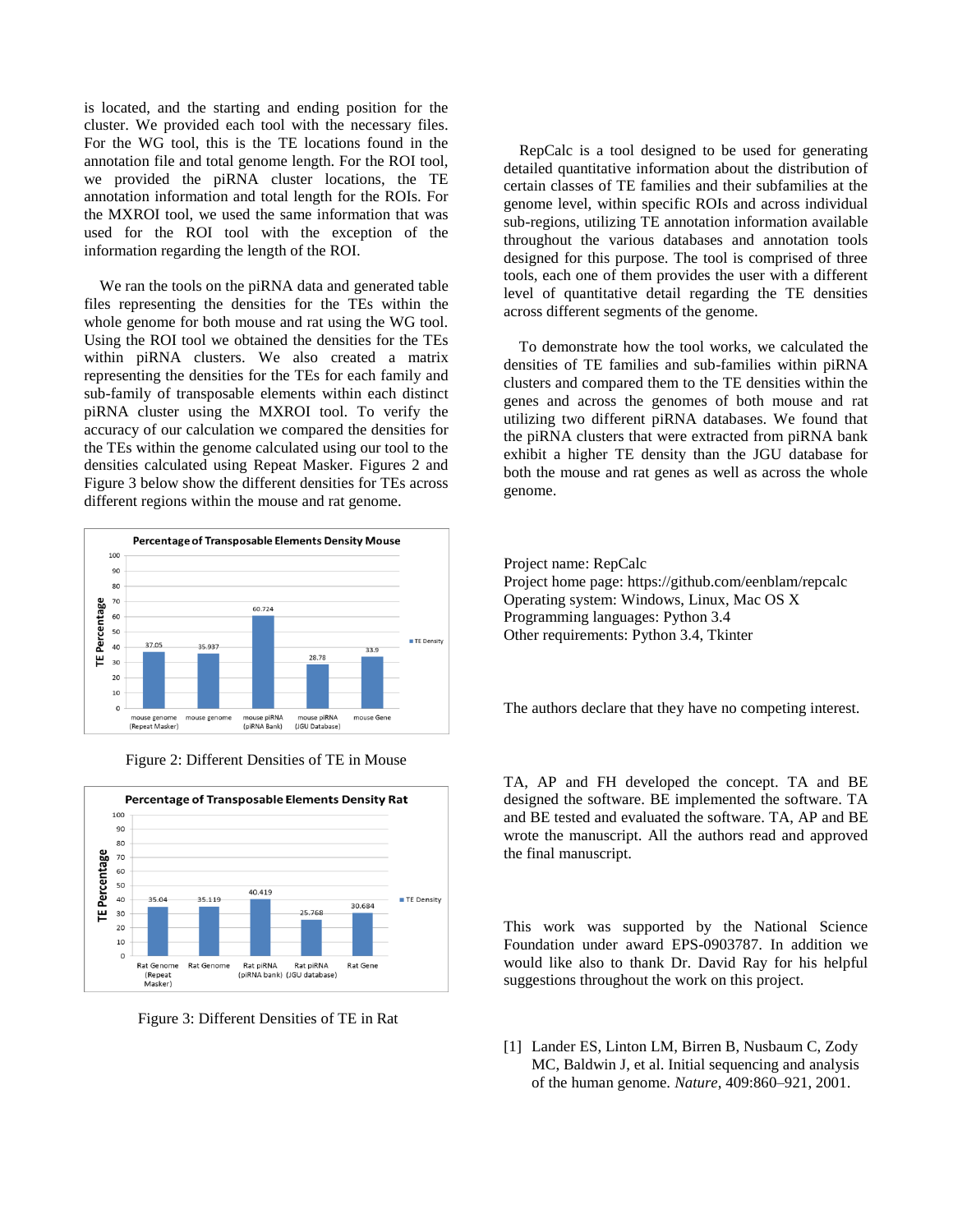is located, and the starting and ending position for the cluster. We provided each tool with the necessary files. For the WG tool, this is the TE locations found in the annotation file and total genome length. For the ROI tool, we provided the piRNA cluster locations, the TE annotation information and total length for the ROIs. For the MXROI tool, we used the same information that was used for the ROI tool with the exception of the information regarding the length of the ROI.

We ran the tools on the piRNA data and generated table files representing the densities for the TEs within the whole genome for both mouse and rat using the WG tool. Using the ROI tool we obtained the densities for the TEs within piRNA clusters. We also created a matrix representing the densities for the TEs for each family and sub-family of transposable elements within each distinct piRNA cluster using the MXROI tool. To verify the accuracy of our calculation we compared the densities for the TEs within the genome calculated using our tool to the densities calculated using Repeat Masker. Figures 2 and Figure 3 below show the different densities for TEs across different regions within the mouse and rat genome.

**Percentage of Transposable Elements Density Mouse**

| | TE Density |
|---|---|
| mouse genome (Repeat Masker) | 37.05 |
| mouse genome | 35.937 |
| mouse piRNA (piRNA Bank) | 60.724 |
| mouse piRNA (JGU Database) | 28.78 |
| mouse Gene | 33.9 |

Figure 2: Different Densities of TE in Mouse

**Percentage of Transposable Elements Density Rat**

| | TE Density |
|---|---|
| Rat Genome (Repeat Masker) | 35.04 |
| Rat Genome | 35.119 |
| Rat piRNA (piRNA bank) | 40.419 |
| Rat piRNA (JGU database) | 25.768 |
| Rat Gene | 30.684 |

Figure 3: Different Densities of TE in Rat

RepCalc is a tool designed to be used for generating detailed quantitative information about the distribution of certain classes of TE families and their subfamilies at the genome level, within specific ROIs and across individual sub-regions, utilizing TE annotation information available throughout the various databases and annotation tools designed for this purpose. The tool is comprised of three tools, each one of them provides the user with a different level of quantitative detail regarding the TE densities across different segments of the genome.

To demonstrate how the tool works, we calculated the densities of TE families and sub-families within piRNA clusters and compared them to the TE densities within the genes and across the genomes of both mouse and rat utilizing two different piRNA databases. We found that the piRNA clusters that were extracted from piRNA bank exhibit a higher TE density than the JGU database for both the mouse and rat genes as well as across the whole genome.

Project name: RepCalc
Project home page: https://github.com/eenblam/repcalc
Operating system: Windows, Linux, Mac OS X
Programming languages: Python 3.4
Other requirements: Python 3.4, Tkinter

The authors declare that they have no competing interest.

TA, AP and FH developed the concept. TA and BE designed the software. BE implemented the software. TA and BE tested and evaluated the software. TA, AP and BE wrote the manuscript. All the authors read and approved the final manuscript.

This work was supported by the National Science Foundation under award EPS-0903787. In addition we would like also to thank Dr. David Ray for his helpful suggestions throughout the work on this project.

[1] Lander ES, Linton LM, Birren B, Nusbaum C, Zody MC, Baldwin J, et al. Initial sequencing and analysis of the human genome. *Nature*, 409:860–921, 2001.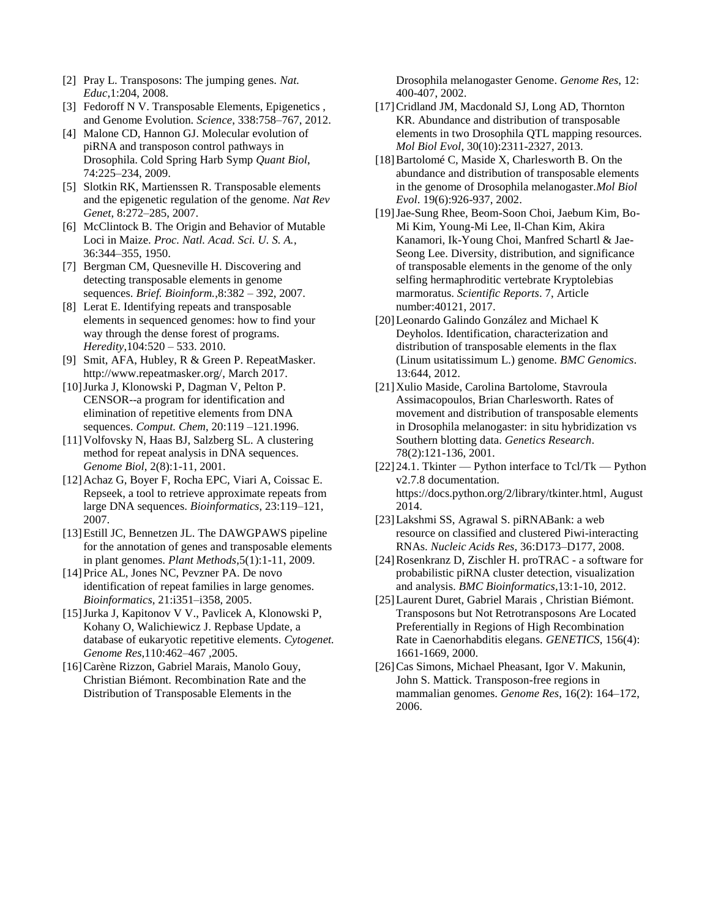[2] Pray L. Transposons: The jumping genes. *Nat. Educ*,1:204, 2008.

[3] Fedoroff N V. Transposable Elements, Epigenetics , and Genome Evolution. *Science*, 338:758–767, 2012.

[4] Malone CD, Hannon GJ. Molecular evolution of piRNA and transposon control pathways in Drosophila. Cold Spring Harb Symp *Quant Biol*, 74:225–234, 2009.

[5] Slotkin RK, Martienssen R. Transposable elements and the epigenetic regulation of the genome. *Nat Rev Genet*, 8:272–285, 2007.

[6] McClintock B. The Origin and Behavior of Mutable Loci in Maize. *Proc. Natl. Acad. Sci. U. S. A.*, 36:344–355, 1950.

[7] Bergman CM, Quesneville H. Discovering and detecting transposable elements in genome sequences. *Brief. Bioinform.*,8:382 – 392, 2007.

[8] Lerat E. Identifying repeats and transposable elements in sequenced genomes: how to find your way through the dense forest of programs. *Heredity*,104:520 – 533. 2010.

[9] Smit, AFA, Hubley, R & Green P. RepeatMasker. http://www.repeatmasker.org/, March 2017.

[10] Jurka J, Klonowski P, Dagman V, Pelton P. CENSOR--a program for identification and elimination of repetitive elements from DNA sequences. *Comput. Chem*, 20:119 –121.1996.

[11] Volfovsky N, Haas BJ, Salzberg SL. A clustering method for repeat analysis in DNA sequences. *Genome Biol*, 2(8):1-11, 2001.

[12] Achaz G, Boyer F, Rocha EPC, Viari A, Coissac E. Repseek, a tool to retrieve approximate repeats from large DNA sequences. *Bioinformatics*, 23:119–121, 2007.

[13] Estill JC, Bennetzen JL. The DAWGPAWS pipeline for the annotation of genes and transposable elements in plant genomes. *Plant Methods*,5(1):1-11, 2009.

[14] Price AL, Jones NC, Pevzner PA. De novo identification of repeat families in large genomes. *Bioinformatics*, 21:i351–i358, 2005.

[15] Jurka J, Kapitonov V V., Pavlicek A, Klonowski P, Kohany O, Walichiewicz J. Repbase Update, a database of eukaryotic repetitive elements. *Cytogenet. Genome Res*,110:462–467 ,2005.

[16] Carène Rizzon, Gabriel Marais, Manolo Gouy, Christian Biémont. Recombination Rate and the Distribution of Transposable Elements in the Drosophila melanogaster Genome. *Genome Res*, 12: 400-407, 2002.

[17] Cridland JM, Macdonald SJ, Long AD, Thornton KR. Abundance and distribution of transposable elements in two Drosophila QTL mapping resources. *Mol Biol Evol*, 30(10):2311-2327, 2013.

[18] Bartolomé C, Maside X, Charlesworth B. On the abundance and distribution of transposable elements in the genome of Drosophila melanogaster.*Mol Biol Evol*. 19(6):926-937, 2002.

[19] Jae-Sung Rhee, Beom-Soon Choi, Jaebum Kim, Bo-Mi Kim, Young-Mi Lee, Il-Chan Kim, Akira Kanamori, Ik-Young Choi, Manfred Schartl & Jae-Seong Lee. Diversity, distribution, and significance of transposable elements in the genome of the only selfing hermaphroditic vertebrate Kryptolebias marmoratus. *Scientific Reports*. 7, Article number:40121, 2017.

[20] Leonardo Galindo González and Michael K Deyholos. Identification, characterization and distribution of transposable elements in the flax (Linum usitatissimum L.) genome. *BMC Genomics*. 13:644, 2012.

[21] Xulio Maside, Carolina Bartolome, Stavroula Assimacopoulos, Brian Charlesworth. Rates of movement and distribution of transposable elements in Drosophila melanogaster: in situ hybridization vs Southern blotting data. *Genetics Research*. 78(2):121-136, 2001.

[22] 24.1. Tkinter — Python interface to Tcl/Tk — Python v2.7.8 documentation. https://docs.python.org/2/library/tkinter.html, August 2014.

[23] Lakshmi SS, Agrawal S. piRNABank: a web resource on classified and clustered Piwi-interacting RNAs. *Nucleic Acids Res*, 36:D173–D177, 2008.

[24] Rosenkranz D, Zischler H. proTRAC - a software for probabilistic piRNA cluster detection, visualization and analysis. *BMC Bioinformatics*,13:1-10, 2012.

[25] Laurent Duret, Gabriel Marais , Christian Biémont. Transposons but Not Retrotransposons Are Located Preferentially in Regions of High Recombination Rate in Caenorhabditis elegans. *GENETICS*, 156(4): 1661-1669, 2000.

[26] Cas Simons, Michael Pheasant, Igor V. Makunin, John S. Mattick. Transposon-free regions in mammalian genomes. *Genome Res*, 16(2): 164–172, 2006.